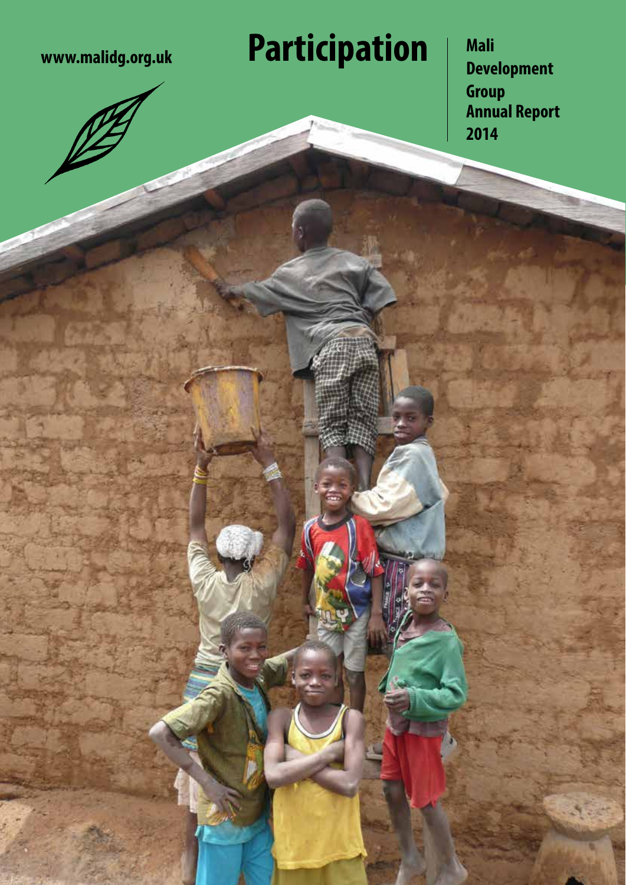www.malidg.org.uk

# Participation

**Mali Development Group Annual Report 2014**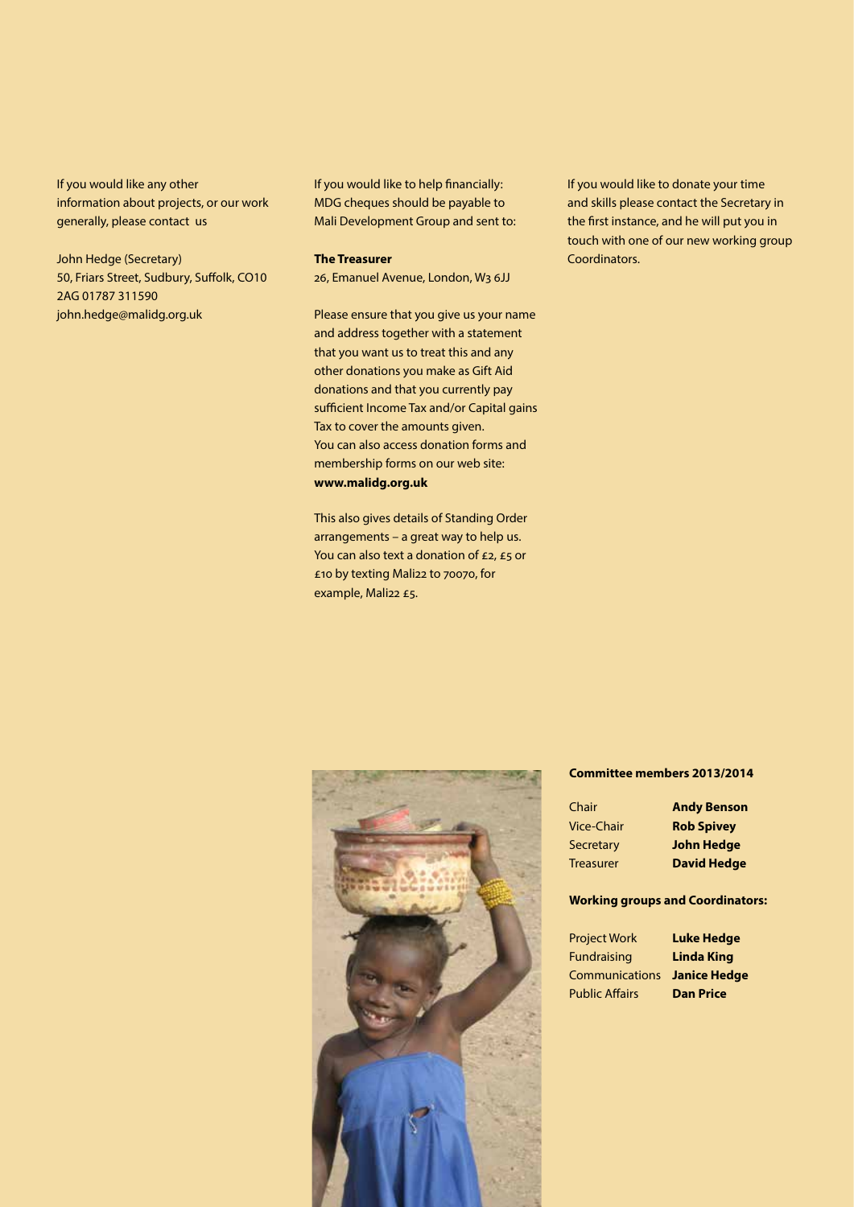If you would like any other information about projects, or our work generally, please contact us

John Hedge (Secretary)
50, Friars Street, Sudbury, Suffolk, CO10 2AG 01787 311590
john.hedge@malidg.org.uk

If you would like to help financially: MDG cheques should be payable to Mali Development Group and sent to:

**The Treasurer**
26, Emanuel Avenue, London, W3 6JJ

Please ensure that you give us your name and address together with a statement that you want us to treat this and any other donations you make as Gift Aid donations and that you currently pay sufficient Income Tax and/or Capital gains Tax to cover the amounts given.
You can also access donation forms and membership forms on our web site:
**www.malidg.org.uk**

This also gives details of Standing Order arrangements – a great way to help us. You can also text a donation of £2, £5 or £10 by texting Mali22 to 70070, for example, Mali22 £5.

If you would like to donate your time and skills please contact the Secretary in the first instance, and he will put you in touch with one of our new working group Coordinators.

**Committee members 2013/2014**

| | |
|---|---|
| Chair | **Andy Benson** |
| Vice-Chair | **Rob Spivey** |
| Secretary | **John Hedge** |
| Treasurer | **David Hedge** |

**Working groups and Coordinators:**

| | |
|---|---|
| Project Work | **Luke Hedge** |
| Fundraising | **Linda King** |
| Communications | **Janice Hedge** |
| Public Affairs | **Dan Price** |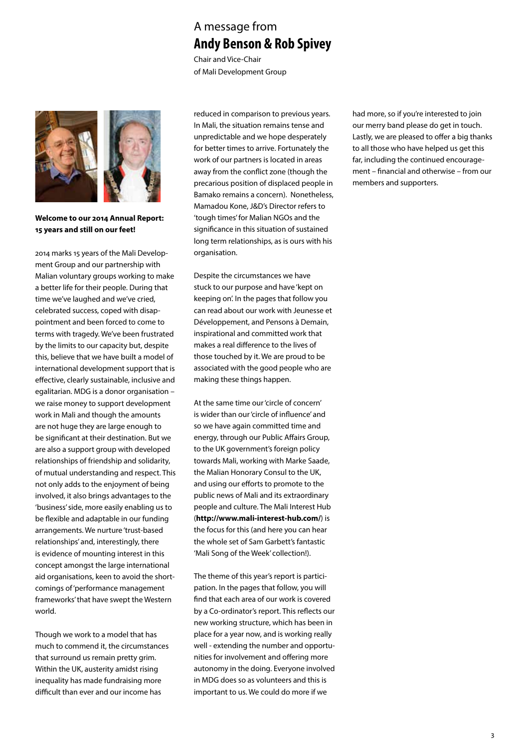A message from

# Andy Benson & Rob Spivey

Chair and Vice-Chair
of Mali Development Group

**Welcome to our 2014 Annual Report: 15 years and still on our feet!**

2014 marks 15 years of the Mali Development Group and our partnership with Malian voluntary groups working to make a better life for their people. During that time we've laughed and we've cried, celebrated success, coped with disappointment and been forced to come to terms with tragedy. We've been frustrated by the limits to our capacity but, despite this, believe that we have built a model of international development support that is effective, clearly sustainable, inclusive and egalitarian. MDG is a donor organisation – we raise money to support development work in Mali and though the amounts are not huge they are large enough to be significant at their destination. But we are also a support group with developed relationships of friendship and solidarity, of mutual understanding and respect. This not only adds to the enjoyment of being involved, it also brings advantages to the 'business' side, more easily enabling us to be flexible and adaptable in our funding arrangements. We nurture 'trust-based relationships' and, interestingly, there is evidence of mounting interest in this concept amongst the large international aid organisations, keen to avoid the shortcomings of 'performance management frameworks' that have swept the Western world.

Though we work to a model that has much to commend it, the circumstances that surround us remain pretty grim. Within the UK, austerity amidst rising inequality has made fundraising more difficult than ever and our income has reduced in comparison to previous years. In Mali, the situation remains tense and unpredictable and we hope desperately for better times to arrive. Fortunately the work of our partners is located in areas away from the conflict zone (though the precarious position of displaced people in Bamako remains a concern). Nonetheless, Mamadou Kone, J&D's Director refers to 'tough times' for Malian NGOs and the significance in this situation of sustained long term relationships, as is ours with his organisation.

Despite the circumstances we have stuck to our purpose and have 'kept on keeping on'. In the pages that follow you can read about our work with Jeunesse et Développement, and Pensons à Demain, inspirational and committed work that makes a real difference to the lives of those touched by it. We are proud to be associated with the good people who are making these things happen.

At the same time our 'circle of concern' is wider than our 'circle of influence' and so we have again committed time and energy, through our Public Affairs Group, to the UK government's foreign policy towards Mali, working with Marke Saade, the Malian Honorary Consul to the UK, and using our efforts to promote to the public news of Mali and its extraordinary people and culture. The Mali Interest Hub (**http://www.mali-interest-hub.com/**) is the focus for this (and here you can hear the whole set of Sam Garbett's fantastic 'Mali Song of the Week' collection!).

The theme of this year's report is participation. In the pages that follow, you will find that each area of our work is covered by a Co-ordinator's report. This reflects our new working structure, which has been in place for a year now, and is working really well - extending the number and opportunities for involvement and offering more autonomy in the doing. Everyone involved in MDG does so as volunteers and this is important to us. We could do more if we had more, so if you're interested to join our merry band please do get in touch. Lastly, we are pleased to offer a big thanks to all those who have helped us get this far, including the continued encouragement – financial and otherwise – from our members and supporters.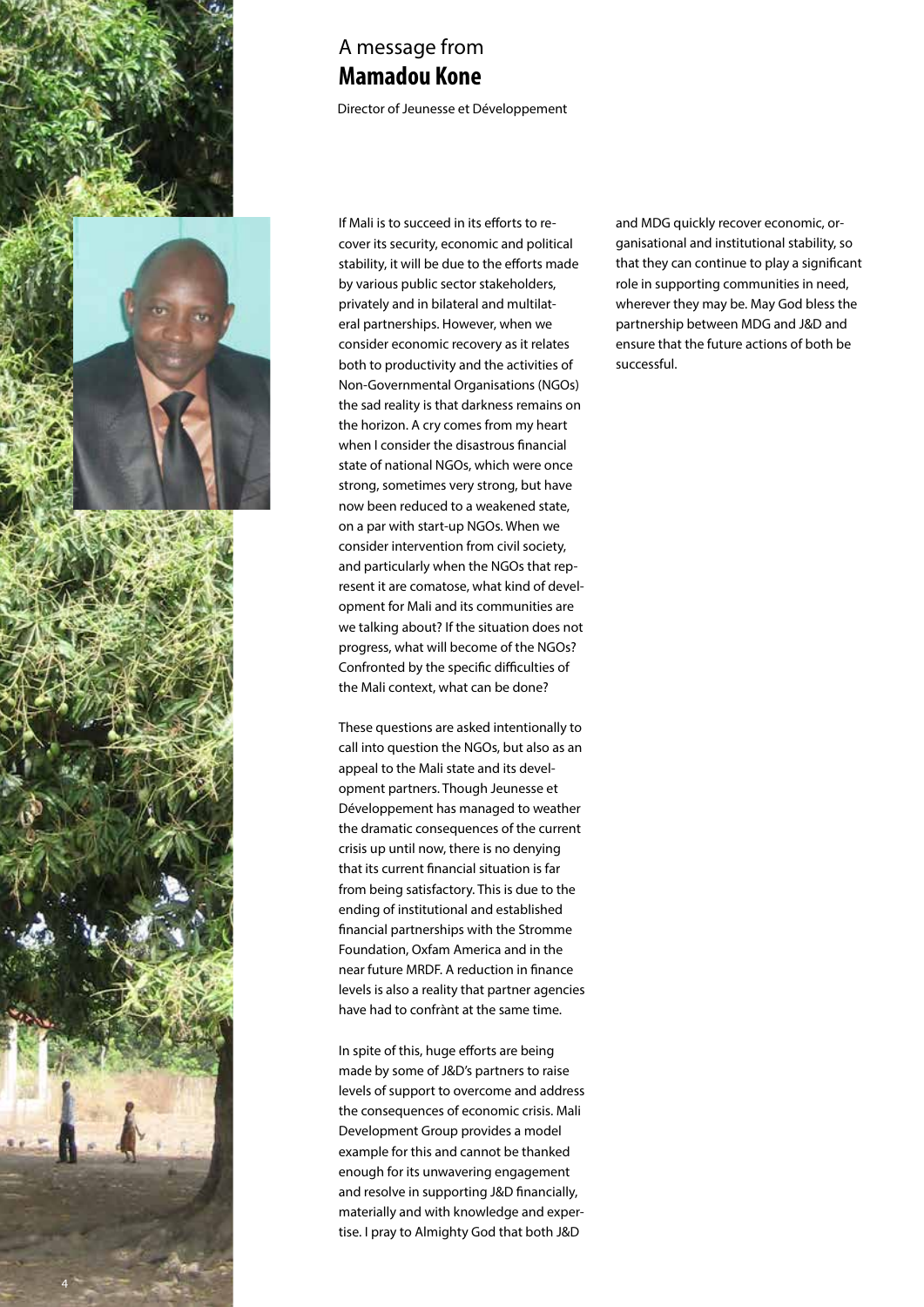A message from

## Mamadou Kone

Director of Jeunesse et Développement

If Mali is to succeed in its efforts to recover its security, economic and political stability, it will be due to the efforts made by various public sector stakeholders, privately and in bilateral and multilateral partnerships. However, when we consider economic recovery as it relates both to productivity and the activities of Non-Governmental Organisations (NGOs) the sad reality is that darkness remains on the horizon. A cry comes from my heart when I consider the disastrous financial state of national NGOs, which were once strong, sometimes very strong, but have now been reduced to a weakened state, on a par with start-up NGOs. When we consider intervention from civil society, and particularly when the NGOs that represent it are comatose, what kind of development for Mali and its communities are we talking about? If the situation does not progress, what will become of the NGOs? Confronted by the specific difficulties of the Mali context, what can be done?

These questions are asked intentionally to call into question the NGOs, but also as an appeal to the Mali state and its development partners. Though Jeunesse et Développement has managed to weather the dramatic consequences of the current crisis up until now, there is no denying that its current financial situation is far from being satisfactory. This is due to the ending of institutional and established financial partnerships with the Stromme Foundation, Oxfam America and in the near future MRDF. A reduction in finance levels is also a reality that partner agencies have had to confrànt at the same time.

In spite of this, huge efforts are being made by some of J&D's partners to raise levels of support to overcome and address the consequences of economic crisis. Mali Development Group provides a model example for this and cannot be thanked enough for its unwavering engagement and resolve in supporting J&D financially, materially and with knowledge and expertise. I pray to Almighty God that both J&D and MDG quickly recover economic, organisational and institutional stability, so that they can continue to play a significant role in supporting communities in need, wherever they may be. May God bless the partnership between MDG and J&D and ensure that the future actions of both be successful.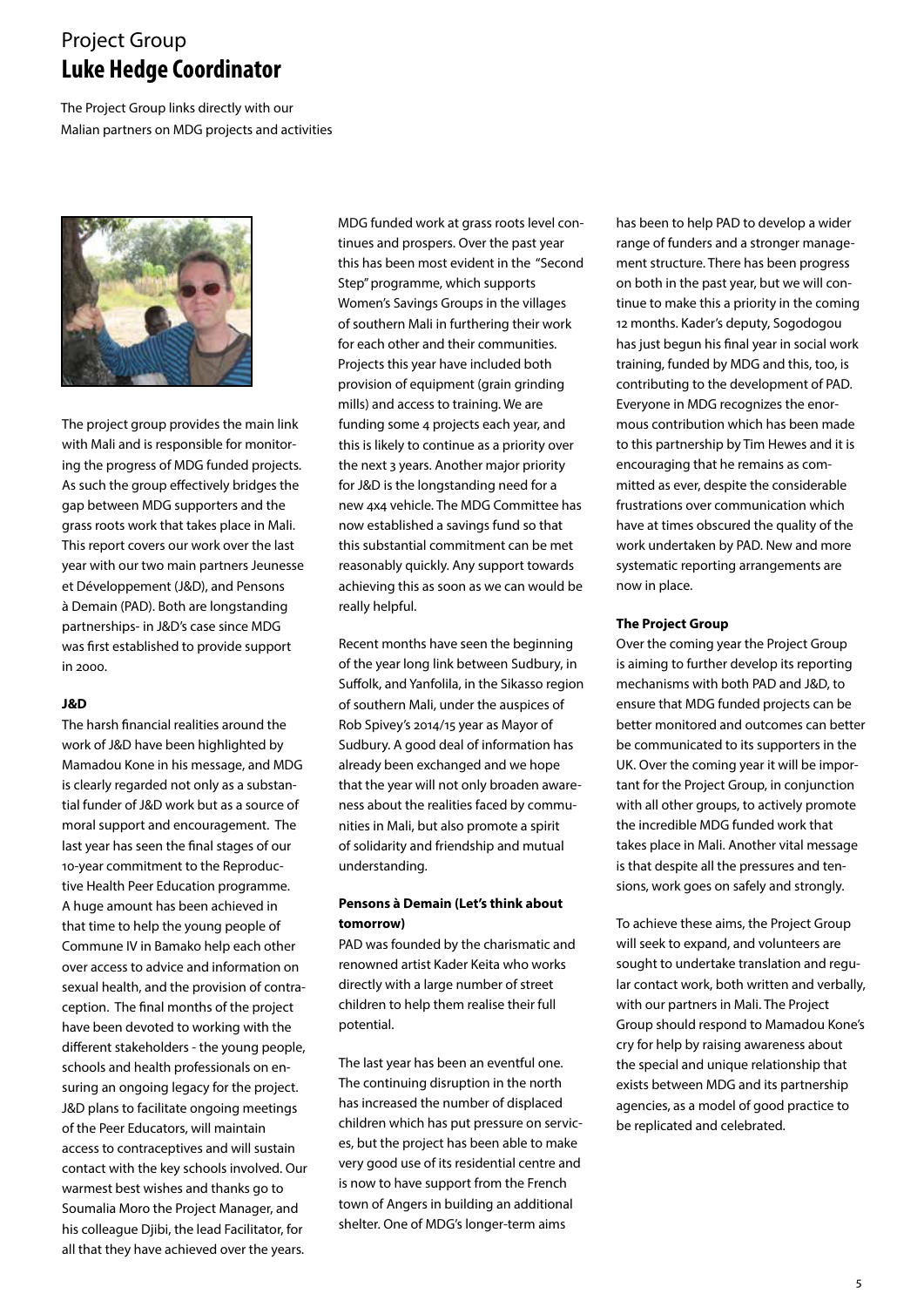# Project Group
## Luke Hedge Coordinator

The Project Group links directly with our Malian partners on MDG projects and activities

The project group provides the main link with Mali and is responsible for monitoring the progress of MDG funded projects. As such the group effectively bridges the gap between MDG supporters and the grass roots work that takes place in Mali. This report covers our work over the last year with our two main partners Jeunesse et Développement (J&D), and Pensons à Demain (PAD). Both are longstanding partnerships- in J&D's case since MDG was first established to provide support in 2000.

**J&D**

The harsh financial realities around the work of J&D have been highlighted by Mamadou Kone in his message, and MDG is clearly regarded not only as a substantial funder of J&D work but as a source of moral support and encouragement. The last year has seen the final stages of our 10-year commitment to the Reproductive Health Peer Education programme. A huge amount has been achieved in that time to help the young people of Commune IV in Bamako help each other over access to advice and information on sexual health, and the provision of contraception. The final months of the project have been devoted to working with the different stakeholders - the young people, schools and health professionals on ensuring an ongoing legacy for the project. J&D plans to facilitate ongoing meetings of the Peer Educators, will maintain access to contraceptives and will sustain contact with the key schools involved. Our warmest best wishes and thanks go to Soumalia Moro the Project Manager, and his colleague Djibi, the lead Facilitator, for all that they have achieved over the years.

MDG funded work at grass roots level continues and prospers. Over the past year this has been most evident in the "Second Step" programme, which supports Women's Savings Groups in the villages of southern Mali in furthering their work for each other and their communities. Projects this year have included both provision of equipment (grain grinding mills) and access to training. We are funding some 4 projects each year, and this is likely to continue as a priority over the next 3 years. Another major priority for J&D is the longstanding need for a new 4x4 vehicle. The MDG Committee has now established a savings fund so that this substantial commitment can be met reasonably quickly. Any support towards achieving this as soon as we can would be really helpful.

Recent months have seen the beginning of the year long link between Sudbury, in Suffolk, and Yanfolila, in the Sikasso region of southern Mali, under the auspices of Rob Spivey's 2014/15 year as Mayor of Sudbury. A good deal of information has already been exchanged and we hope that the year will not only broaden awareness about the realities faced by communities in Mali, but also promote a spirit of solidarity and friendship and mutual understanding.

**Pensons à Demain (Let's think about tomorrow)**

PAD was founded by the charismatic and renowned artist Kader Keita who works directly with a large number of street children to help them realise their full potential.

The last year has been an eventful one. The continuing disruption in the north has increased the number of displaced children which has put pressure on services, but the project has been able to make very good use of its residential centre and is now to have support from the French town of Angers in building an additional shelter. One of MDG's longer-term aims has been to help PAD to develop a wider range of funders and a stronger management structure. There has been progress on both in the past year, but we will continue to make this a priority in the coming 12 months. Kader's deputy, Sogodogou has just begun his final year in social work training, funded by MDG and this, too, is contributing to the development of PAD. Everyone in MDG recognizes the enormous contribution which has been made to this partnership by Tim Hewes and it is encouraging that he remains as committed as ever, despite the considerable frustrations over communication which have at times obscured the quality of the work undertaken by PAD. New and more systematic reporting arrangements are now in place.

**The Project Group**

Over the coming year the Project Group is aiming to further develop its reporting mechanisms with both PAD and J&D, to ensure that MDG funded projects can be better monitored and outcomes can better be communicated to its supporters in the UK. Over the coming year it will be important for the Project Group, in conjunction with all other groups, to actively promote the incredible MDG funded work that takes place in Mali. Another vital message is that despite all the pressures and tensions, work goes on safely and strongly.

To achieve these aims, the Project Group will seek to expand, and volunteers are sought to undertake translation and regular contact work, both written and verbally, with our partners in Mali. The Project Group should respond to Mamadou Kone's cry for help by raising awareness about the special and unique relationship that exists between MDG and its partnership agencies, as a model of good practice to be replicated and celebrated.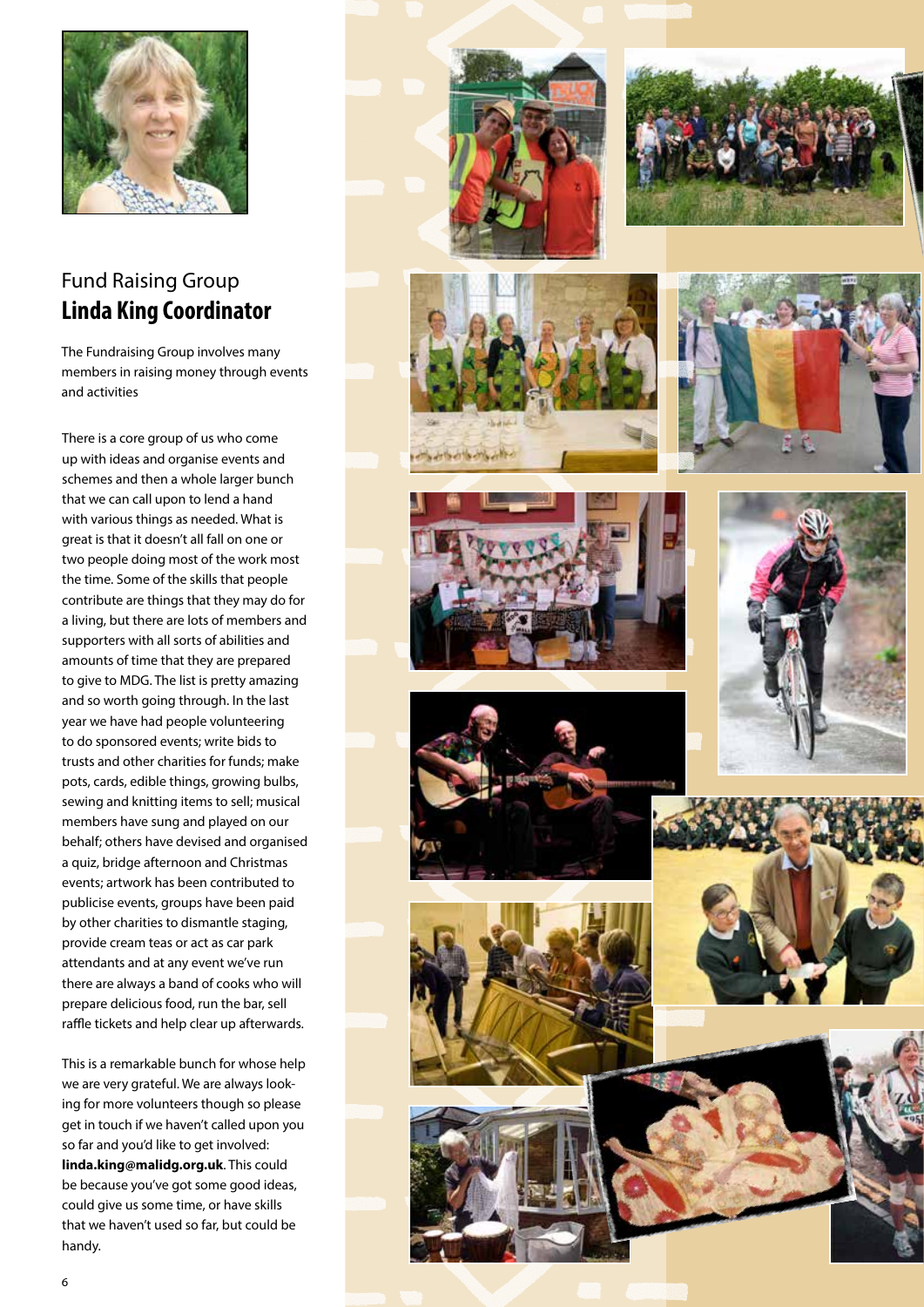## Fund Raising Group
## **Linda King Coordinator**

The Fundraising Group involves many members in raising money through events and activities

There is a core group of us who come up with ideas and organise events and schemes and then a whole larger bunch that we can call upon to lend a hand with various things as needed. What is great is that it doesn't all fall on one or two people doing most of the work most the time. Some of the skills that people contribute are things that they may do for a living, but there are lots of members and supporters with all sorts of abilities and amounts of time that they are prepared to give to MDG. The list is pretty amazing and so worth going through. In the last year we have had people volunteering to do sponsored events; write bids to trusts and other charities for funds; make pots, cards, edible things, growing bulbs, sewing and knitting items to sell; musical members have sung and played on our behalf; others have devised and organised a quiz, bridge afternoon and Christmas events; artwork has been contributed to publicise events, groups have been paid by other charities to dismantle staging, provide cream teas or act as car park attendants and at any event we've run there are always a band of cooks who will prepare delicious food, run the bar, sell raffle tickets and help clear up afterwards.

This is a remarkable bunch for whose help we are very grateful. We are always looking for more volunteers though so please get in touch if we haven't called upon you so far and you'd like to get involved: **linda.king@malidg.org.uk**. This could be because you've got some good ideas, could give us some time, or have skills that we haven't used so far, but could be handy.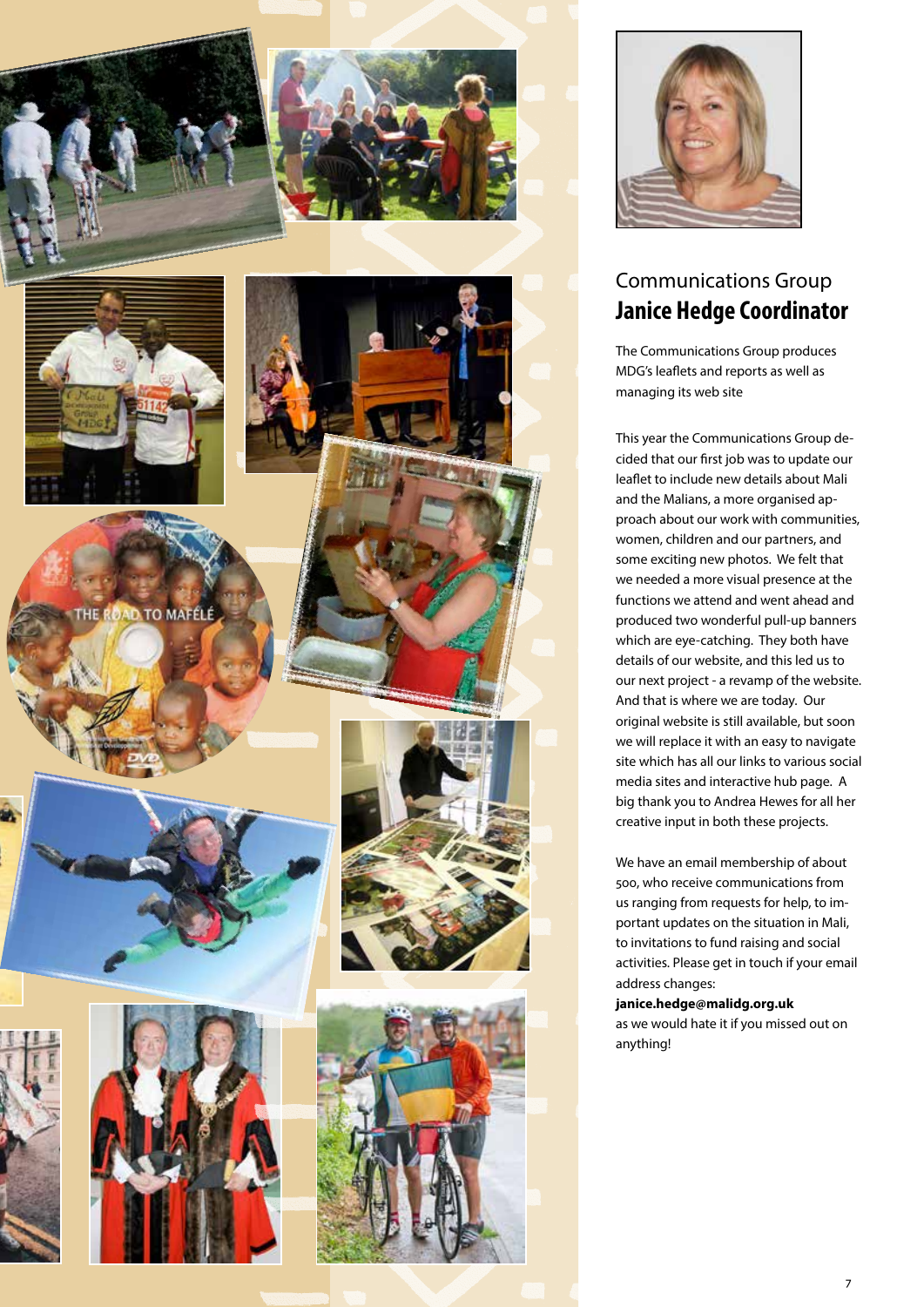## Communications Group
## Janice Hedge Coordinator

The Communications Group produces MDG's leaflets and reports as well as managing its web site

This year the Communications Group decided that our first job was to update our leaflet to include new details about Mali and the Malians, a more organised approach about our work with communities, women, children and our partners, and some exciting new photos. We felt that we needed a more visual presence at the functions we attend and went ahead and produced two wonderful pull-up banners which are eye-catching. They both have details of our website, and this led us to our next project - a revamp of the website. And that is where we are today. Our original website is still available, but soon we will replace it with an easy to navigate site which has all our links to various social media sites and interactive hub page. A big thank you to Andrea Hewes for all her creative input in both these projects.

We have an email membership of about 500, who receive communications from us ranging from requests for help, to important updates on the situation in Mali, to invitations to fund raising and social activities. Please get in touch if your email address changes:
**janice.hedge@malidg.org.uk**
as we would hate it if you missed out on anything!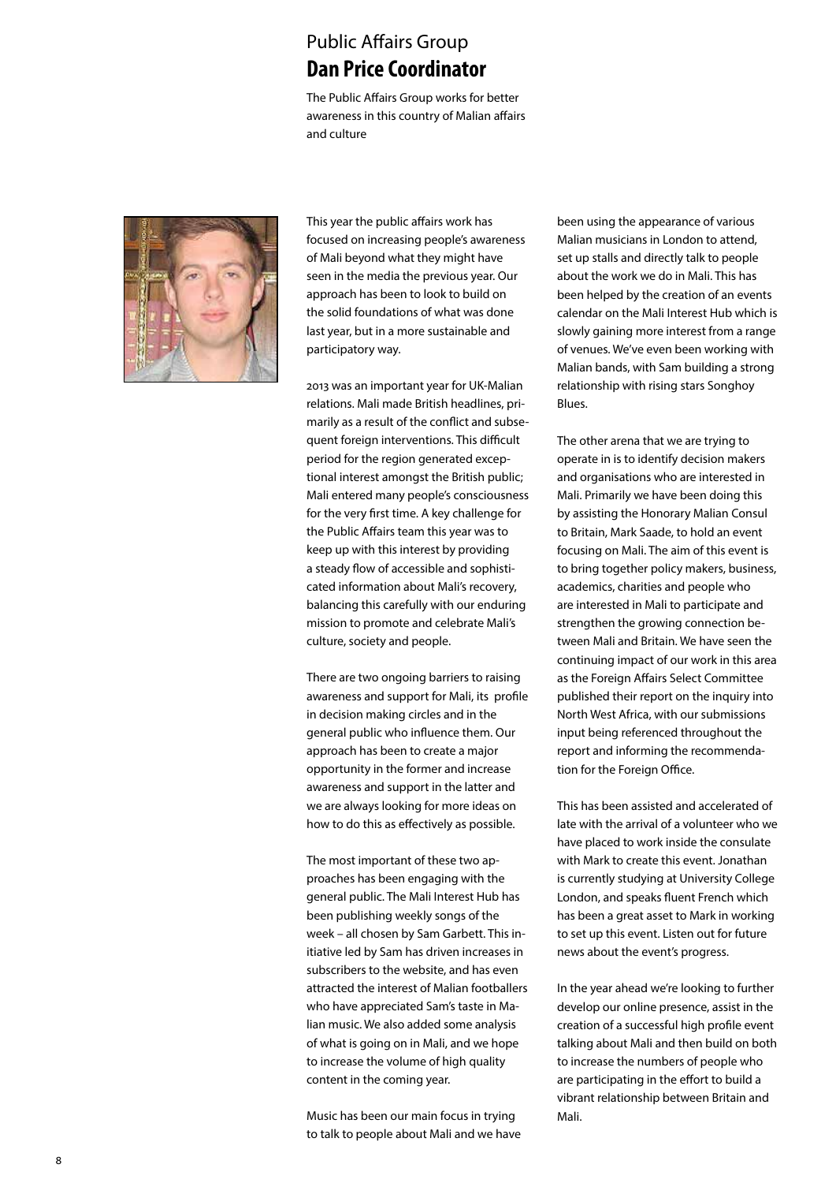## Public Affairs Group
# Dan Price Coordinator

The Public Affairs Group works for better awareness in this country of Malian affairs and culture

This year the public affairs work has focused on increasing people's awareness of Mali beyond what they might have seen in the media the previous year. Our approach has been to look to build on the solid foundations of what was done last year, but in a more sustainable and participatory way.

2013 was an important year for UK-Malian relations. Mali made British headlines, primarily as a result of the conflict and subsequent foreign interventions. This difficult period for the region generated exceptional interest amongst the British public; Mali entered many people's consciousness for the very first time. A key challenge for the Public Affairs team this year was to keep up with this interest by providing a steady flow of accessible and sophisticated information about Mali's recovery, balancing this carefully with our enduring mission to promote and celebrate Mali's culture, society and people.

There are two ongoing barriers to raising awareness and support for Mali, its profile in decision making circles and in the general public who influence them. Our approach has been to create a major opportunity in the former and increase awareness and support in the latter and we are always looking for more ideas on how to do this as effectively as possible.

The most important of these two approaches has been engaging with the general public. The Mali Interest Hub has been publishing weekly songs of the week – all chosen by Sam Garbett. This initiative led by Sam has driven increases in subscribers to the website, and has even attracted the interest of Malian footballers who have appreciated Sam's taste in Malian music. We also added some analysis of what is going on in Mali, and we hope to increase the volume of high quality content in the coming year.

Music has been our main focus in trying to talk to people about Mali and we have been using the appearance of various Malian musicians in London to attend, set up stalls and directly talk to people about the work we do in Mali. This has been helped by the creation of an events calendar on the Mali Interest Hub which is slowly gaining more interest from a range of venues. We've even been working with Malian bands, with Sam building a strong relationship with rising stars Songhoy Blues.

The other arena that we are trying to operate in is to identify decision makers and organisations who are interested in Mali. Primarily we have been doing this by assisting the Honorary Malian Consul to Britain, Mark Saade, to hold an event focusing on Mali. The aim of this event is to bring together policy makers, business, academics, charities and people who are interested in Mali to participate and strengthen the growing connection between Mali and Britain. We have seen the continuing impact of our work in this area as the Foreign Affairs Select Committee published their report on the inquiry into North West Africa, with our submissions input being referenced throughout the report and informing the recommendation for the Foreign Office.

This has been assisted and accelerated of late with the arrival of a volunteer who we have placed to work inside the consulate with Mark to create this event. Jonathan is currently studying at University College London, and speaks fluent French which has been a great asset to Mark in working to set up this event. Listen out for future news about the event's progress.

In the year ahead we're looking to further develop our online presence, assist in the creation of a successful high profile event talking about Mali and then build on both to increase the numbers of people who are participating in the effort to build a vibrant relationship between Britain and Mali.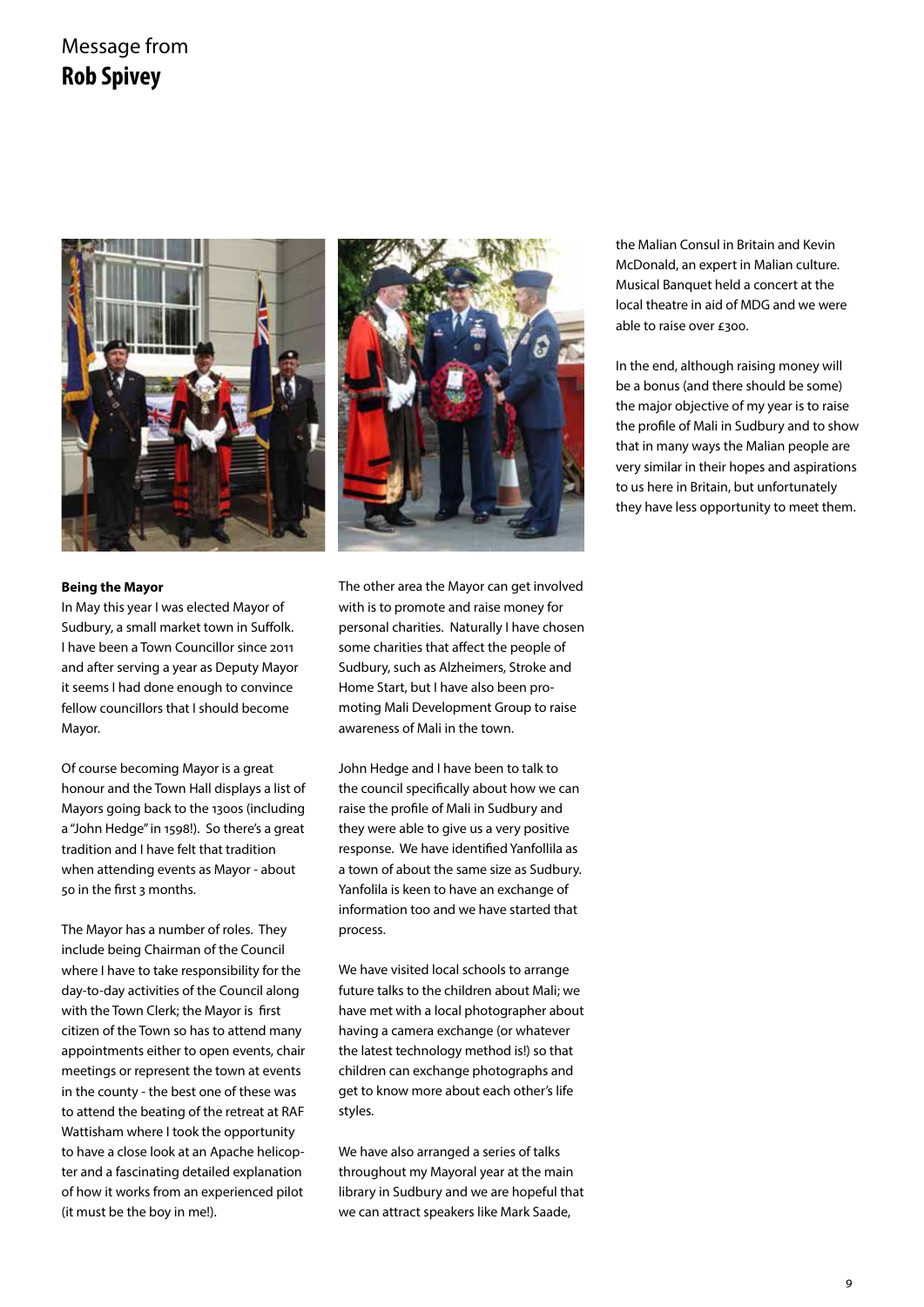Message from

# Rob Spivey

**Being the Mayor**

In May this year I was elected Mayor of Sudbury, a small market town in Suffolk. I have been a Town Councillor since 2011 and after serving a year as Deputy Mayor it seems I had done enough to convince fellow councillors that I should become Mayor.

Of course becoming Mayor is a great honour and the Town Hall displays a list of Mayors going back to the 1300s (including a "John Hedge" in 1598!). So there's a great tradition and I have felt that tradition when attending events as Mayor - about 50 in the first 3 months.

The Mayor has a number of roles. They include being Chairman of the Council where I have to take responsibility for the day-to-day activities of the Council along with the Town Clerk; the Mayor is first citizen of the Town so has to attend many appointments either to open events, chair meetings or represent the town at events in the county - the best one of these was to attend the beating of the retreat at RAF Wattisham where I took the opportunity to have a close look at an Apache helicopter and a fascinating detailed explanation of how it works from an experienced pilot (it must be the boy in me!).

The other area the Mayor can get involved with is to promote and raise money for personal charities. Naturally I have chosen some charities that affect the people of Sudbury, such as Alzheimers, Stroke and Home Start, but I have also been promoting Mali Development Group to raise awareness of Mali in the town.

John Hedge and I have been to talk to the council specifically about how we can raise the profile of Mali in Sudbury and they were able to give us a very positive response. We have identified Yanfollila as a town of about the same size as Sudbury. Yanfolila is keen to have an exchange of information too and we have started that process.

We have visited local schools to arrange future talks to the children about Mali; we have met with a local photographer about having a camera exchange (or whatever the latest technology method is!) so that children can exchange photographs and get to know more about each other's life styles.

We have also arranged a series of talks throughout my Mayoral year at the main library in Sudbury and we are hopeful that we can attract speakers like Mark Saade, the Malian Consul in Britain and Kevin McDonald, an expert in Malian culture. Musical Banquet held a concert at the local theatre in aid of MDG and we were able to raise over £300.

In the end, although raising money will be a bonus (and there should be some) the major objective of my year is to raise the profile of Mali in Sudbury and to show that in many ways the Malian people are very similar in their hopes and aspirations to us here in Britain, but unfortunately they have less opportunity to meet them.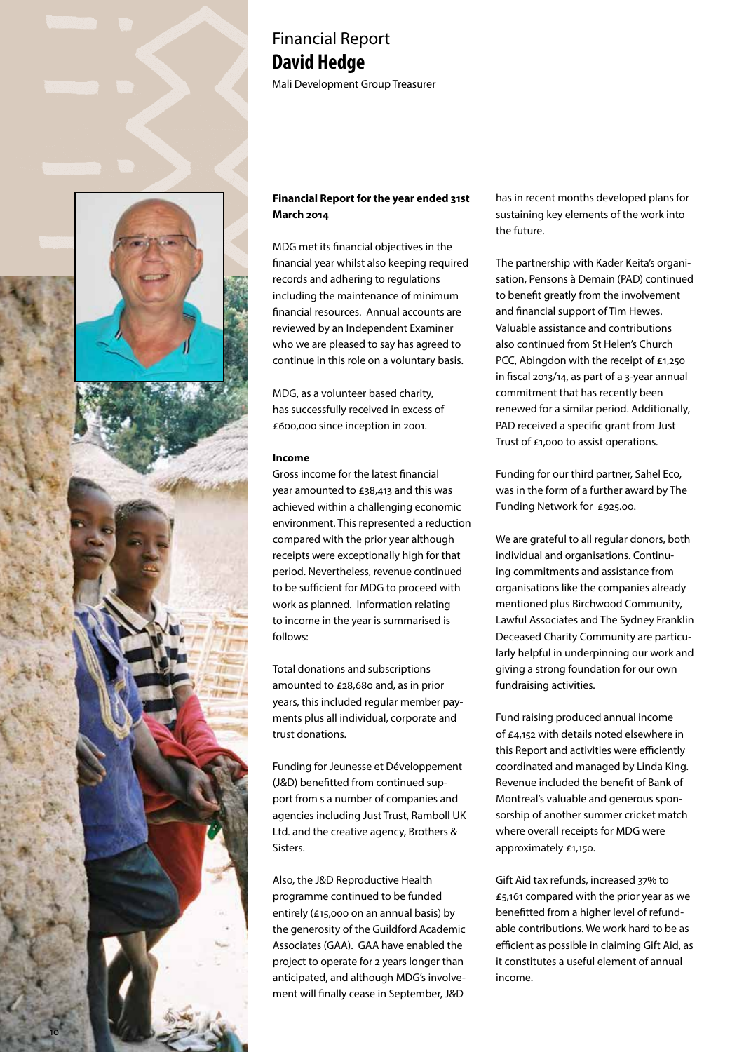# Financial Report
## David Hedge

Mali Development Group Treasurer

**Financial Report for the year ended 31st March 2014**

MDG met its financial objectives in the financial year whilst also keeping required records and adhering to regulations including the maintenance of minimum financial resources. Annual accounts are reviewed by an Independent Examiner who we are pleased to say has agreed to continue in this role on a voluntary basis.

MDG, as a volunteer based charity, has successfully received in excess of £600,000 since inception in 2001.

**Income**

Gross income for the latest financial year amounted to £38,413 and this was achieved within a challenging economic environment. This represented a reduction compared with the prior year although receipts were exceptionally high for that period. Nevertheless, revenue continued to be sufficient for MDG to proceed with work as planned. Information relating to income in the year is summarised is follows:

Total donations and subscriptions amounted to £28,680 and, as in prior years, this included regular member payments plus all individual, corporate and trust donations.

Funding for Jeunesse et Développement (J&D) benefitted from continued support from s a number of companies and agencies including Just Trust, Ramboll UK Ltd. and the creative agency, Brothers & Sisters.

Also, the J&D Reproductive Health programme continued to be funded entirely (£15,000 on an annual basis) by the generosity of the Guildford Academic Associates (GAA). GAA have enabled the project to operate for 2 years longer than anticipated, and although MDG's involvement will finally cease in September, J&D has in recent months developed plans for sustaining key elements of the work into the future.

The partnership with Kader Keita's organisation, Pensons à Demain (PAD) continued to benefit greatly from the involvement and financial support of Tim Hewes. Valuable assistance and contributions also continued from St Helen's Church PCC, Abingdon with the receipt of £1,250 in fiscal 2013/14, as part of a 3-year annual commitment that has recently been renewed for a similar period. Additionally, PAD received a specific grant from Just Trust of £1,000 to assist operations.

Funding for our third partner, Sahel Eco, was in the form of a further award by The Funding Network for £925.00.

We are grateful to all regular donors, both individual and organisations. Continuing commitments and assistance from organisations like the companies already mentioned plus Birchwood Community, Lawful Associates and The Sydney Franklin Deceased Charity Community are particularly helpful in underpinning our work and giving a strong foundation for our own fundraising activities.

Fund raising produced annual income of £4,152 with details noted elsewhere in this Report and activities were efficiently coordinated and managed by Linda King. Revenue included the benefit of Bank of Montreal's valuable and generous sponsorship of another summer cricket match where overall receipts for MDG were approximately £1,150.

Gift Aid tax refunds, increased 37% to £5,161 compared with the prior year as we benefitted from a higher level of refundable contributions. We work hard to be as efficient as possible in claiming Gift Aid, as it constitutes a useful element of annual income.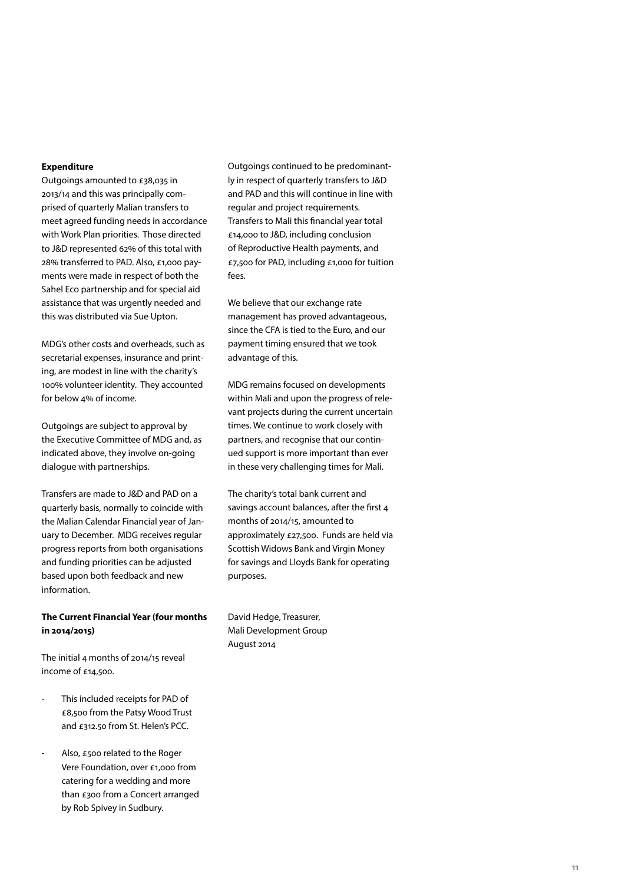**Expenditure**

Outgoings amounted to £38,035 in 2013/14 and this was principally comprised of quarterly Malian transfers to meet agreed funding needs in accordance with Work Plan priorities. Those directed to J&D represented 62% of this total with 28% transferred to PAD. Also, £1,000 payments were made in respect of both the Sahel Eco partnership and for special aid assistance that was urgently needed and this was distributed via Sue Upton.

MDG's other costs and overheads, such as secretarial expenses, insurance and printing, are modest in line with the charity's 100% volunteer identity. They accounted for below 4% of income.

Outgoings are subject to approval by the Executive Committee of MDG and, as indicated above, they involve on-going dialogue with partnerships.

Transfers are made to J&D and PAD on a quarterly basis, normally to coincide with the Malian Calendar Financial year of January to December. MDG receives regular progress reports from both organisations and funding priorities can be adjusted based upon both feedback and new information.

**The Current Financial Year (four months in 2014/2015)**

The initial 4 months of 2014/15 reveal income of £14,500.

- This included receipts for PAD of £8,500 from the Patsy Wood Trust and £312.50 from St. Helen's PCC.

- Also, £500 related to the Roger Vere Foundation, over £1,000 from catering for a wedding and more than £300 from a Concert arranged by Rob Spivey in Sudbury.

Outgoings continued to be predominantly in respect of quarterly transfers to J&D and PAD and this will continue in line with regular and project requirements. Transfers to Mali this financial year total £14,000 to J&D, including conclusion of Reproductive Health payments, and £7,500 for PAD, including £1,000 for tuition fees.

We believe that our exchange rate management has proved advantageous, since the CFA is tied to the Euro, and our payment timing ensured that we took advantage of this.

MDG remains focused on developments within Mali and upon the progress of relevant projects during the current uncertain times. We continue to work closely with partners, and recognise that our continued support is more important than ever in these very challenging times for Mali.

The charity's total bank current and savings account balances, after the first 4 months of 2014/15, amounted to approximately £27,500. Funds are held via Scottish Widows Bank and Virgin Money for savings and Lloyds Bank for operating purposes.

David Hedge, Treasurer,
Mali Development Group
August 2014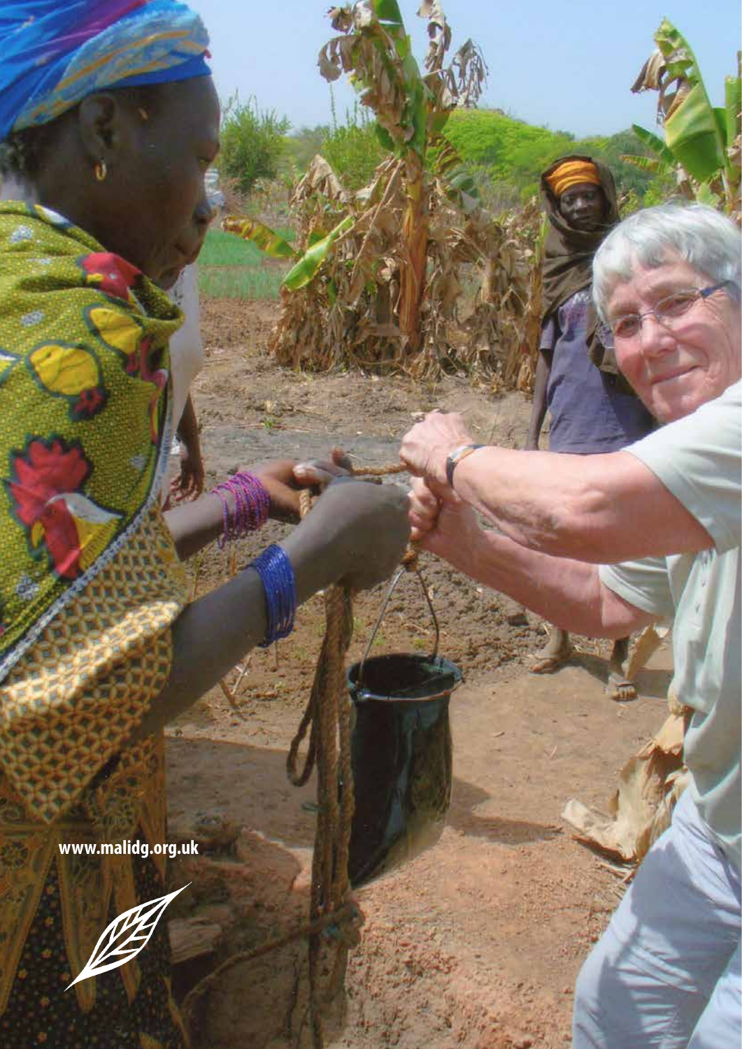www.malidg.org.uk